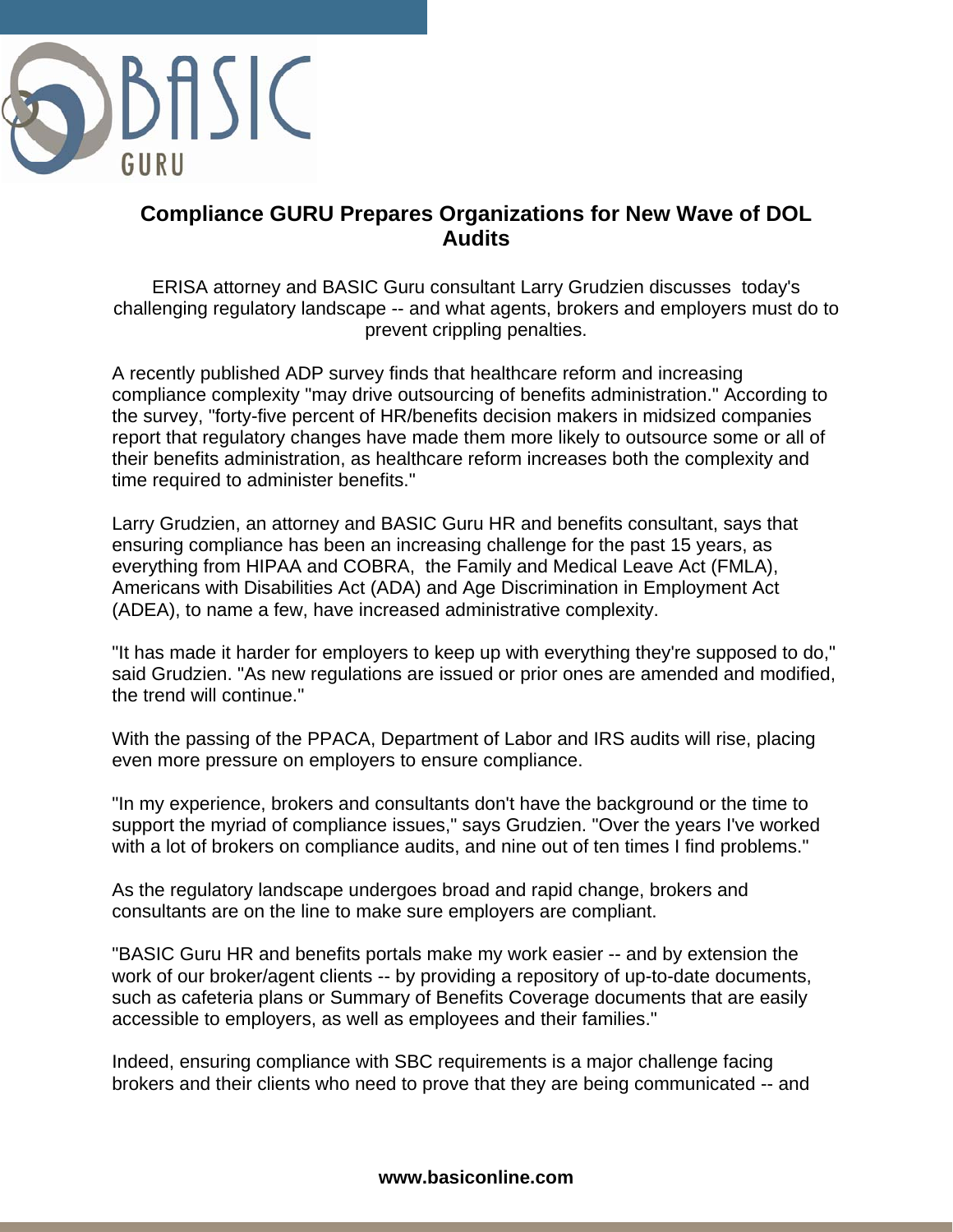# Compliance GURU Prepares Organizations for New Wave of DOL Audits

ERISA attorney and BASIC Guru consultant Larry Grudzien discusses today's challenging regulatory landscape -- and what agents, brokers and employers must do to prevent crippling penalties.

A recently published ADP survey finds that healthcare reform and increasing compliance complexity "may drive outsourcing of benefits administration." According to the survey, "forty-five percent of HR/benefits decision makers in midsized companies report that regulatory changes have made them more likely to outsource some or all of their benefits administration, as healthcare reform increases both the complexity and time required to administer benefits."

Larry Grudzien, an attorney and BASIC Guru HR and benefits consultant, says that ensuring compliance has been an increasing challenge for the past 15 years, as everything from HIPAA and COBRA, the Family and Medical Leave Act (FMLA), Americans with Disabilities Act (ADA) and Age Discrimination in Employment Act (ADEA), to name a few, have increased administrative complexity.

"It has made it harder for employers to keep up with everything they're supposed to do," said Grudzien. "As new regulations are issued or prior ones are amended and modified, the trend will continue."

With the passing of the PPACA, Department of Labor and IRS audits will rise, placing even more pressure on employers to ensure compliance.

"In my experience, brokers and consultants don't have the background or the time to support the myriad of compliance issues," says Grudzien. "Over the years I've worked with a lot of brokers on compliance audits, and nine out of ten times I find problems."

As the regulatory landscape undergoes broad and rapid change, brokers and consultants are on the line to make sure employers are compliant.

"BASIC Guru HR and benefits portals make my work easier -- and by extension the work of our broker/agent clients -- by providing a repository of up-to-date documents, such as cafeteria plans or Summary of Benefits Coverage documents that are easily accessible to employers, as well as employees and their families."

Indeed, ensuring compliance with SBC requirements is a major challenge facing brokers and their clients who need to prove that they are being communicated -- and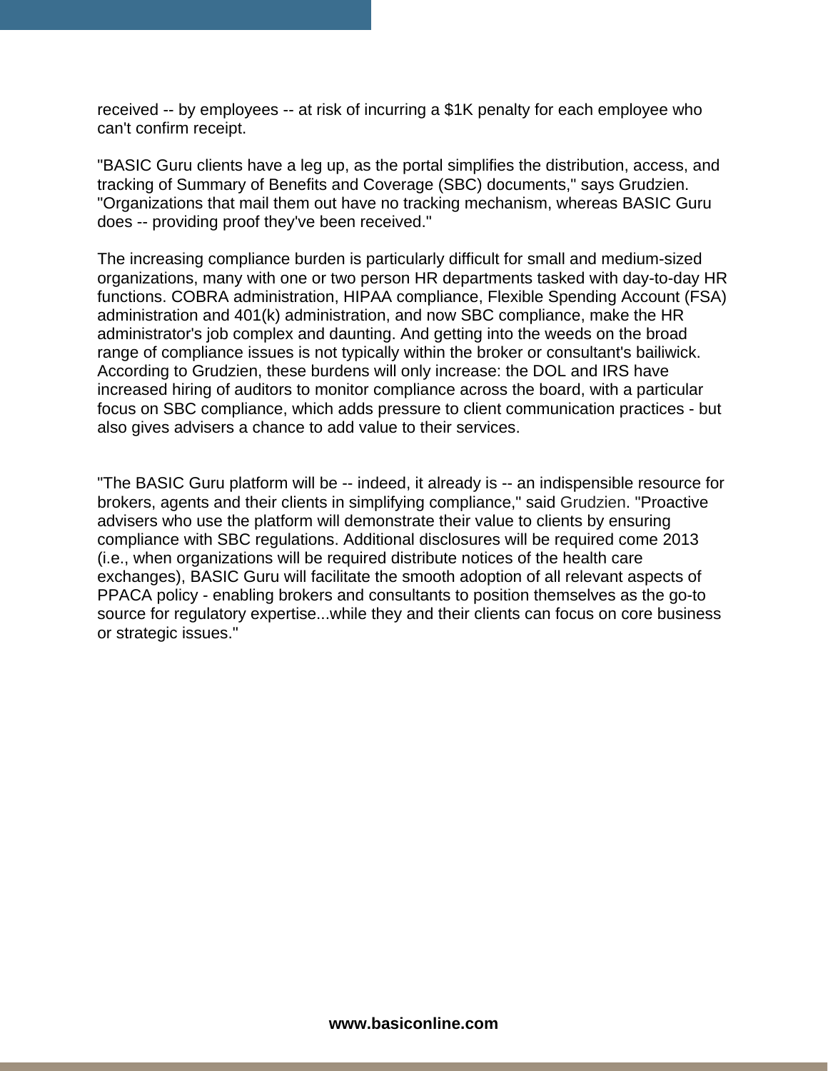received -- by employees -- at risk of incurring a $1K penalty for each employee who can't confirm receipt.

"BASIC Guru clients have a leg up, as the portal simplifies the distribution, access, and tracking of Summary of Benefits and Coverage (SBC) documents," says Grudzien. "Organizations that mail them out have no tracking mechanism, whereas BASIC Guru does -- providing proof they've been received."

The increasing compliance burden is particularly difficult for small and medium-sized organizations, many with one or two person HR departments tasked with day-to-day HR functions. COBRA administration, HIPAA compliance, Flexible Spending Account (FSA) administration and 401(k) administration, and now SBC compliance, make the HR administrator's job complex and daunting. And getting into the weeds on the broad range of compliance issues is not typically within the broker or consultant's bailiwick. According to Grudzien, these burdens will only increase: the DOL and IRS have increased hiring of auditors to monitor compliance across the board, with a particular focus on SBC compliance, which adds pressure to client communication practices - but also gives advisers a chance to add value to their services.

"The BASIC Guru platform will be -- indeed, it already is -- an indispensible resource for brokers, agents and their clients in simplifying compliance," said Grudzien. "Proactive advisers who use the platform will demonstrate their value to clients by ensuring compliance with SBC regulations. Additional disclosures will be required come 2013 (i.e., when organizations will be required distribute notices of the health care exchanges), BASIC Guru will facilitate the smooth adoption of all relevant aspects of PPACA policy - enabling brokers and consultants to position themselves as the go-to source for regulatory expertise...while they and their clients can focus on core business or strategic issues."

**www.basiconline.com**